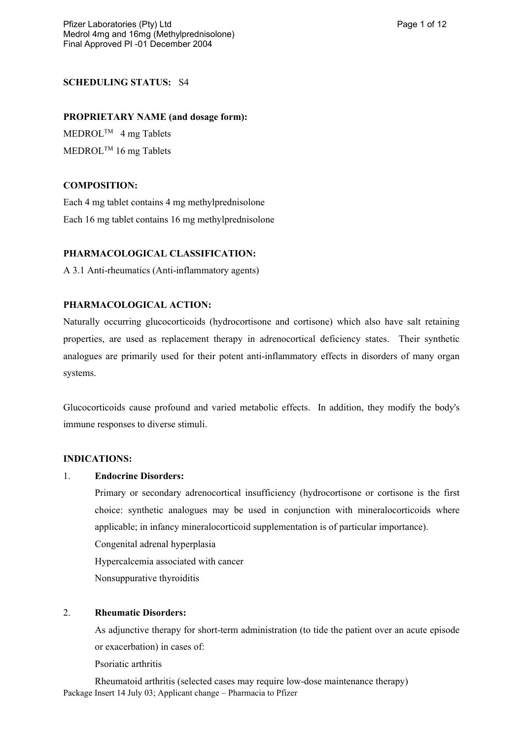**SCHEDULING STATUS:** S4

**PROPRIETARY NAME (and dosage form):**

MEDROL™ 4 mg Tablets

MEDROL™ 16 mg Tablets

**COMPOSITION:**

Each 4 mg tablet contains 4 mg methylprednisolone

Each 16 mg tablet contains 16 mg methylprednisolone

**PHARMACOLOGICAL CLASSIFICATION:**

A 3.1 Anti-rheumatics (Anti-inflammatory agents)

**PHARMACOLOGICAL ACTION:**

Naturally occurring glucocorticoids (hydrocortisone and cortisone) which also have salt retaining properties, are used as replacement therapy in adrenocortical deficiency states. Their synthetic analogues are primarily used for their potent anti-inflammatory effects in disorders of many organ systems.

Glucocorticoids cause profound and varied metabolic effects. In addition, they modify the body's immune responses to diverse stimuli.

**INDICATIONS:**

1. **Endocrine Disorders:**

   Primary or secondary adrenocortical insufficiency (hydrocortisone or cortisone is the first choice: synthetic analogues may be used in conjunction with mineralocorticoids where applicable; in infancy mineralocorticoid supplementation is of particular importance).

   Congenital adrenal hyperplasia

   Hypercalcemia associated with cancer

   Nonsuppurative thyroiditis

2. **Rheumatic Disorders:**

   As adjunctive therapy for short-term administration (to tide the patient over an acute episode or exacerbation) in cases of:

   Psoriatic arthritis

   Rheumatoid arthritis (selected cases may require low-dose maintenance therapy)

Package Insert 14 July 03; Applicant change – Pharmacia to Pfizer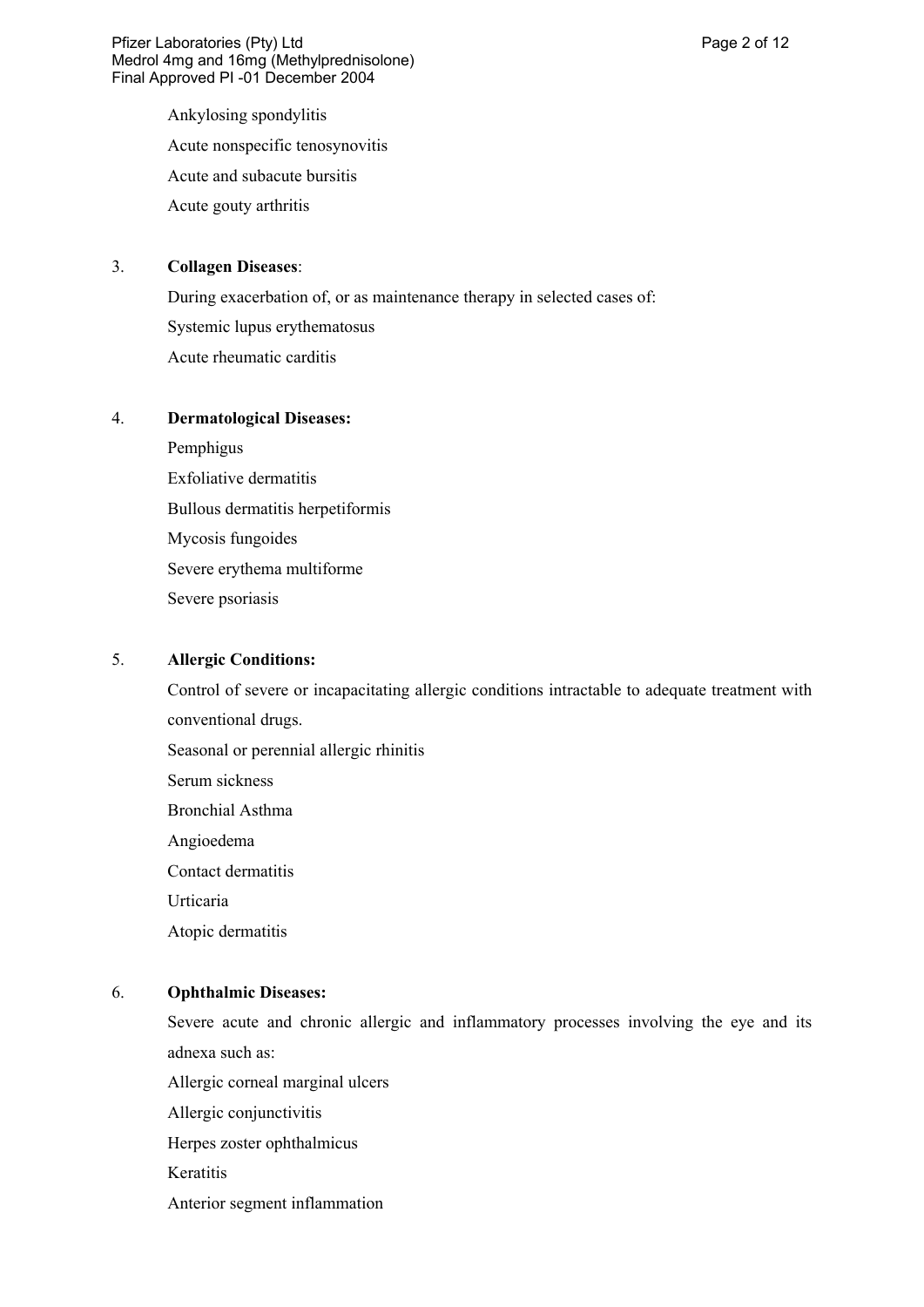Ankylosing spondylitis

Acute nonspecific tenosynovitis

Acute and subacute bursitis

Acute gouty arthritis

3. **Collagen Diseases**:

   During exacerbation of, or as maintenance therapy in selected cases of:

   Systemic lupus erythematosus

   Acute rheumatic carditis

4. **Dermatological Diseases:**

   Pemphigus

   Exfoliative dermatitis

   Bullous dermatitis herpetiformis

   Mycosis fungoides

   Severe erythema multiforme

   Severe psoriasis

5. **Allergic Conditions:**

   Control of severe or incapacitating allergic conditions intractable to adequate treatment with conventional drugs.

   Seasonal or perennial allergic rhinitis

   Serum sickness

   Bronchial Asthma

   Angioedema

   Contact dermatitis

   Urticaria

   Atopic dermatitis

6. **Ophthalmic Diseases:**

   Severe acute and chronic allergic and inflammatory processes involving the eye and its adnexa such as:

   Allergic corneal marginal ulcers

   Allergic conjunctivitis

   Herpes zoster ophthalmicus

   Keratitis

   Anterior segment inflammation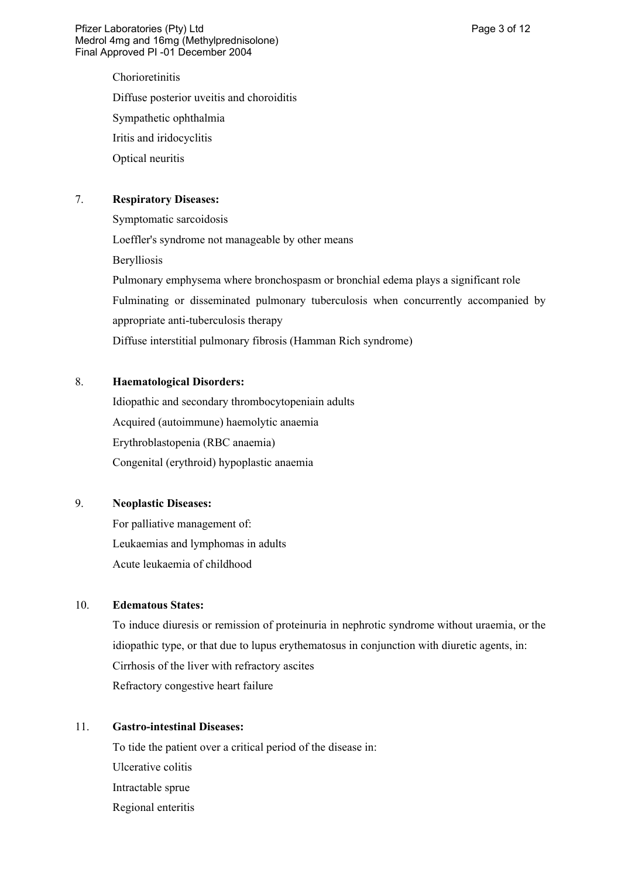Chorioretinitis

Diffuse posterior uveitis and choroiditis

Sympathetic ophthalmia

Iritis and iridocyclitis

Optical neuritis

7. **Respiratory Diseases:**

Symptomatic sarcoidosis

Loeffler's syndrome not manageable by other means

Berylliosis

Pulmonary emphysema where bronchospasm or bronchial edema plays a significant role

Fulminating or disseminated pulmonary tuberculosis when concurrently accompanied by appropriate anti-tuberculosis therapy

Diffuse interstitial pulmonary fibrosis (Hamman Rich syndrome)

8. **Haematological Disorders:**

Idiopathic and secondary thrombocytopeniain adults

Acquired (autoimmune) haemolytic anaemia

Erythroblastopenia (RBC anaemia)

Congenital (erythroid) hypoplastic anaemia

9. **Neoplastic Diseases:**

For palliative management of:

Leukaemias and lymphomas in adults

Acute leukaemia of childhood

10. **Edematous States:**

To induce diuresis or remission of proteinuria in nephrotic syndrome without uraemia, or the idiopathic type, or that due to lupus erythematosus in conjunction with diuretic agents, in:

Cirrhosis of the liver with refractory ascites

Refractory congestive heart failure

11. **Gastro-intestinal Diseases:**

To tide the patient over a critical period of the disease in:

Ulcerative colitis

Intractable sprue

Regional enteritis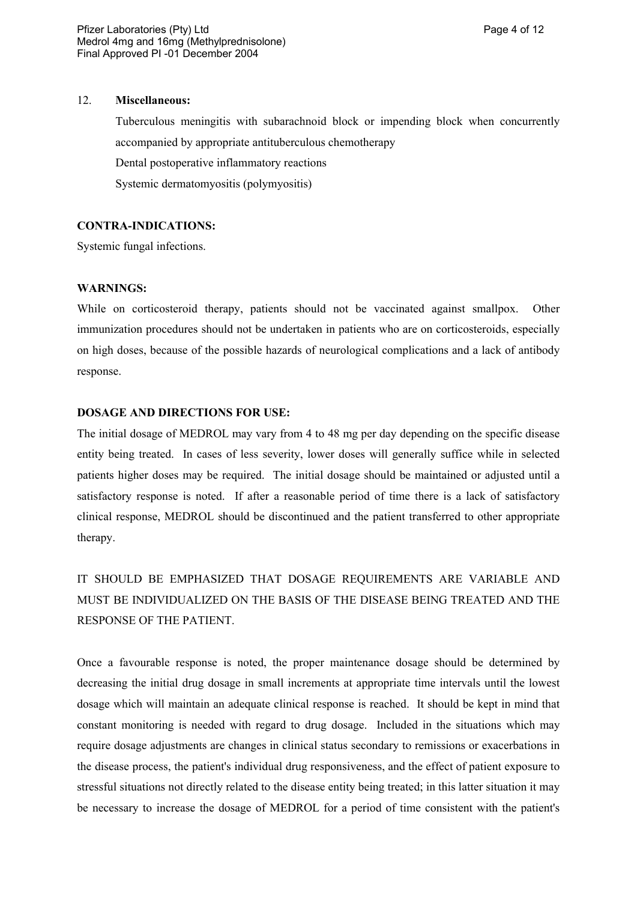12. **Miscellaneous:**

    Tuberculous meningitis with subarachnoid block or impending block when concurrently accompanied by appropriate antituberculous chemotherapy

    Dental postoperative inflammatory reactions

    Systemic dermatomyositis (polymyositis)

**CONTRA-INDICATIONS:**

Systemic fungal infections.

**WARNINGS:**

While on corticosteroid therapy, patients should not be vaccinated against smallpox. Other immunization procedures should not be undertaken in patients who are on corticosteroids, especially on high doses, because of the possible hazards of neurological complications and a lack of antibody response.

**DOSAGE AND DIRECTIONS FOR USE:**

The initial dosage of MEDROL may vary from 4 to 48 mg per day depending on the specific disease entity being treated. In cases of less severity, lower doses will generally suffice while in selected patients higher doses may be required. The initial dosage should be maintained or adjusted until a satisfactory response is noted. If after a reasonable period of time there is a lack of satisfactory clinical response, MEDROL should be discontinued and the patient transferred to other appropriate therapy.

IT SHOULD BE EMPHASIZED THAT DOSAGE REQUIREMENTS ARE VARIABLE AND MUST BE INDIVIDUALIZED ON THE BASIS OF THE DISEASE BEING TREATED AND THE RESPONSE OF THE PATIENT.

Once a favourable response is noted, the proper maintenance dosage should be determined by decreasing the initial drug dosage in small increments at appropriate time intervals until the lowest dosage which will maintain an adequate clinical response is reached. It should be kept in mind that constant monitoring is needed with regard to drug dosage. Included in the situations which may require dosage adjustments are changes in clinical status secondary to remissions or exacerbations in the disease process, the patient's individual drug responsiveness, and the effect of patient exposure to stressful situations not directly related to the disease entity being treated; in this latter situation it may be necessary to increase the dosage of MEDROL for a period of time consistent with the patient's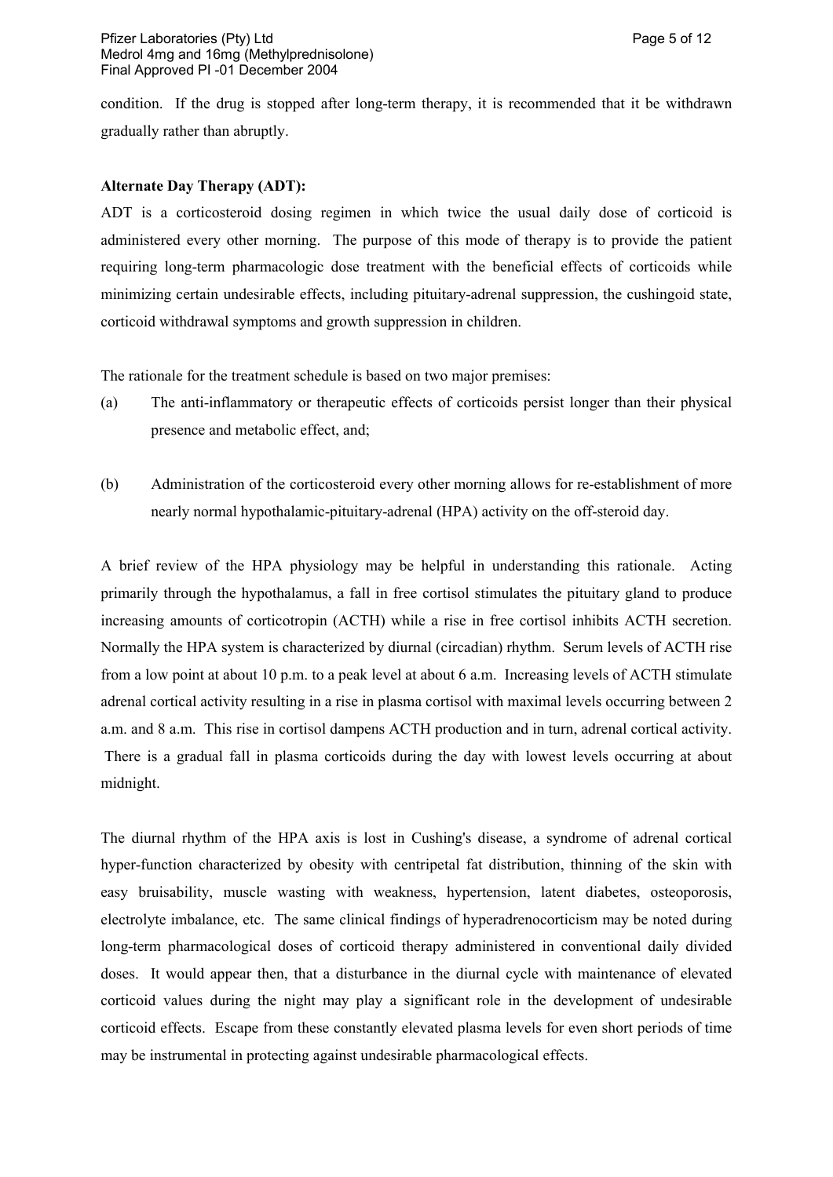condition. If the drug is stopped after long-term therapy, it is recommended that it be withdrawn gradually rather than abruptly.

**Alternate Day Therapy (ADT):**

ADT is a corticosteroid dosing regimen in which twice the usual daily dose of corticoid is administered every other morning. The purpose of this mode of therapy is to provide the patient requiring long-term pharmacologic dose treatment with the beneficial effects of corticoids while minimizing certain undesirable effects, including pituitary-adrenal suppression, the cushingoid state, corticoid withdrawal symptoms and growth suppression in children.

The rationale for the treatment schedule is based on two major premises:

(a) The anti-inflammatory or therapeutic effects of corticoids persist longer than their physical presence and metabolic effect, and;

(b) Administration of the corticosteroid every other morning allows for re-establishment of more nearly normal hypothalamic-pituitary-adrenal (HPA) activity on the off-steroid day.

A brief review of the HPA physiology may be helpful in understanding this rationale. Acting primarily through the hypothalamus, a fall in free cortisol stimulates the pituitary gland to produce increasing amounts of corticotropin (ACTH) while a rise in free cortisol inhibits ACTH secretion. Normally the HPA system is characterized by diurnal (circadian) rhythm. Serum levels of ACTH rise from a low point at about 10 p.m. to a peak level at about 6 a.m. Increasing levels of ACTH stimulate adrenal cortical activity resulting in a rise in plasma cortisol with maximal levels occurring between 2 a.m. and 8 a.m. This rise in cortisol dampens ACTH production and in turn, adrenal cortical activity. There is a gradual fall in plasma corticoids during the day with lowest levels occurring at about midnight.

The diurnal rhythm of the HPA axis is lost in Cushing's disease, a syndrome of adrenal cortical hyper-function characterized by obesity with centripetal fat distribution, thinning of the skin with easy bruisability, muscle wasting with weakness, hypertension, latent diabetes, osteoporosis, electrolyte imbalance, etc. The same clinical findings of hyperadrenocorticism may be noted during long-term pharmacological doses of corticoid therapy administered in conventional daily divided doses. It would appear then, that a disturbance in the diurnal cycle with maintenance of elevated corticoid values during the night may play a significant role in the development of undesirable corticoid effects. Escape from these constantly elevated plasma levels for even short periods of time may be instrumental in protecting against undesirable pharmacological effects.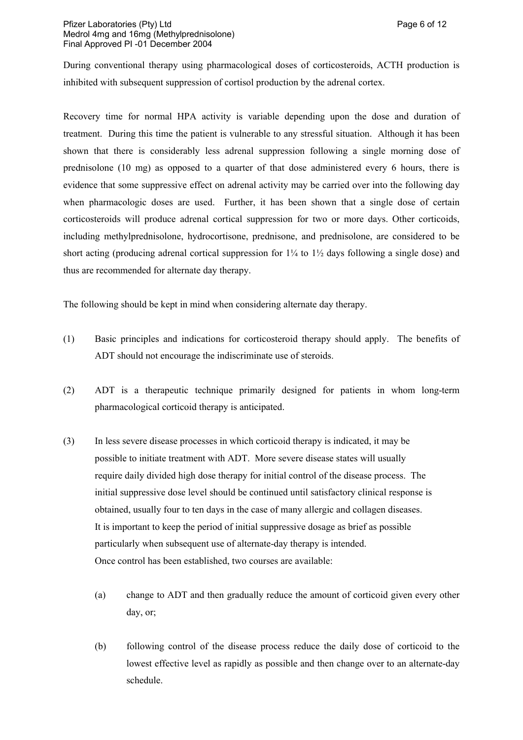During conventional therapy using pharmacological doses of corticosteroids, ACTH production is inhibited with subsequent suppression of cortisol production by the adrenal cortex.

Recovery time for normal HPA activity is variable depending upon the dose and duration of treatment. During this time the patient is vulnerable to any stressful situation. Although it has been shown that there is considerably less adrenal suppression following a single morning dose of prednisolone (10 mg) as opposed to a quarter of that dose administered every 6 hours, there is evidence that some suppressive effect on adrenal activity may be carried over into the following day when pharmacologic doses are used. Further, it has been shown that a single dose of certain corticosteroids will produce adrenal cortical suppression for two or more days. Other corticoids, including methylprednisolone, hydrocortisone, prednisone, and prednisolone, are considered to be short acting (producing adrenal cortical suppression for 1¼ to 1½ days following a single dose) and thus are recommended for alternate day therapy.

The following should be kept in mind when considering alternate day therapy.

(1) Basic principles and indications for corticosteroid therapy should apply. The benefits of ADT should not encourage the indiscriminate use of steroids.

(2) ADT is a therapeutic technique primarily designed for patients in whom long-term pharmacological corticoid therapy is anticipated.

(3) In less severe disease processes in which corticoid therapy is indicated, it may be possible to initiate treatment with ADT. More severe disease states will usually require daily divided high dose therapy for initial control of the disease process. The initial suppressive dose level should be continued until satisfactory clinical response is obtained, usually four to ten days in the case of many allergic and collagen diseases. It is important to keep the period of initial suppressive dosage as brief as possible particularly when subsequent use of alternate-day therapy is intended. Once control has been established, two courses are available:

    (a) change to ADT and then gradually reduce the amount of corticoid given every other day, or;

    (b) following control of the disease process reduce the daily dose of corticoid to the lowest effective level as rapidly as possible and then change over to an alternate-day schedule.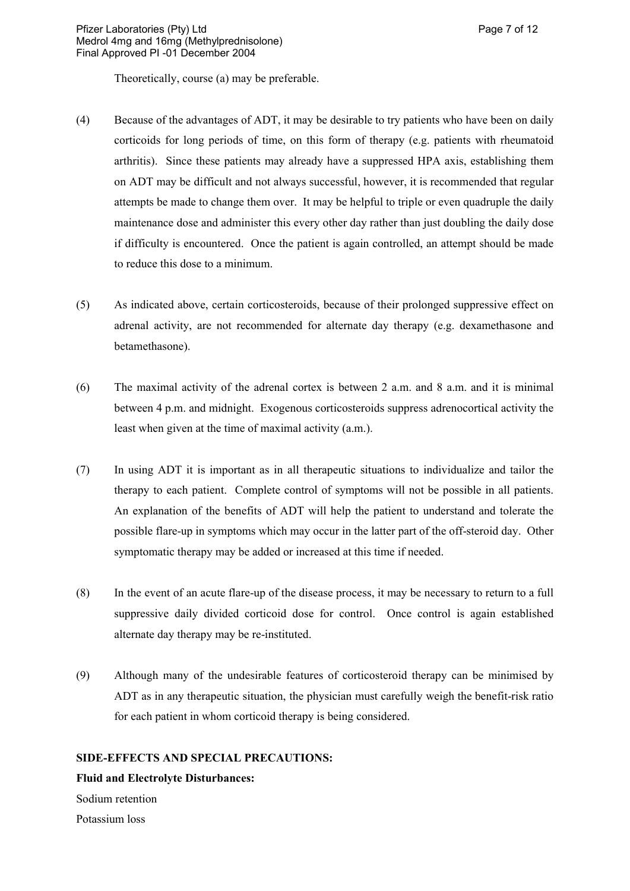Theoretically, course (a) may be preferable.

(4) Because of the advantages of ADT, it may be desirable to try patients who have been on daily corticoids for long periods of time, on this form of therapy (e.g. patients with rheumatoid arthritis). Since these patients may already have a suppressed HPA axis, establishing them on ADT may be difficult and not always successful, however, it is recommended that regular attempts be made to change them over. It may be helpful to triple or even quadruple the daily maintenance dose and administer this every other day rather than just doubling the daily dose if difficulty is encountered. Once the patient is again controlled, an attempt should be made to reduce this dose to a minimum.

(5) As indicated above, certain corticosteroids, because of their prolonged suppressive effect on adrenal activity, are not recommended for alternate day therapy (e.g. dexamethasone and betamethasone).

(6) The maximal activity of the adrenal cortex is between 2 a.m. and 8 a.m. and it is minimal between 4 p.m. and midnight. Exogenous corticosteroids suppress adrenocortical activity the least when given at the time of maximal activity (a.m.).

(7) In using ADT it is important as in all therapeutic situations to individualize and tailor the therapy to each patient. Complete control of symptoms will not be possible in all patients. An explanation of the benefits of ADT will help the patient to understand and tolerate the possible flare-up in symptoms which may occur in the latter part of the off-steroid day. Other symptomatic therapy may be added or increased at this time if needed.

(8) In the event of an acute flare-up of the disease process, it may be necessary to return to a full suppressive daily divided corticoid dose for control. Once control is again established alternate day therapy may be re-instituted.

(9) Although many of the undesirable features of corticosteroid therapy can be minimised by ADT as in any therapeutic situation, the physician must carefully weigh the benefit-risk ratio for each patient in whom corticoid therapy is being considered.

**SIDE-EFFECTS AND SPECIAL PRECAUTIONS:**

**Fluid and Electrolyte Disturbances:**

Sodium retention

Potassium loss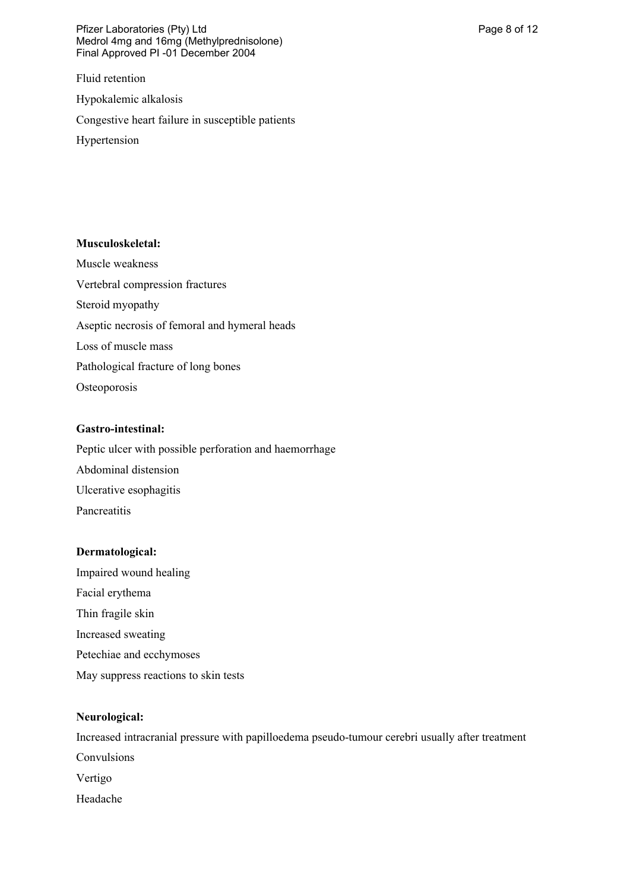Fluid retention

Hypokalemic alkalosis

Congestive heart failure in susceptible patients

Hypertension

**Musculoskeletal:**

Muscle weakness

Vertebral compression fractures

Steroid myopathy

Aseptic necrosis of femoral and hymeral heads

Loss of muscle mass

Pathological fracture of long bones

Osteoporosis

**Gastro-intestinal:**

Peptic ulcer with possible perforation and haemorrhage

Abdominal distension

Ulcerative esophagitis

Pancreatitis

**Dermatological:**

Impaired wound healing

Facial erythema

Thin fragile skin

Increased sweating

Petechiae and ecchymoses

May suppress reactions to skin tests

**Neurological:**

Increased intracranial pressure with papilloedema pseudo-tumour cerebri usually after treatment

Convulsions

Vertigo

Headache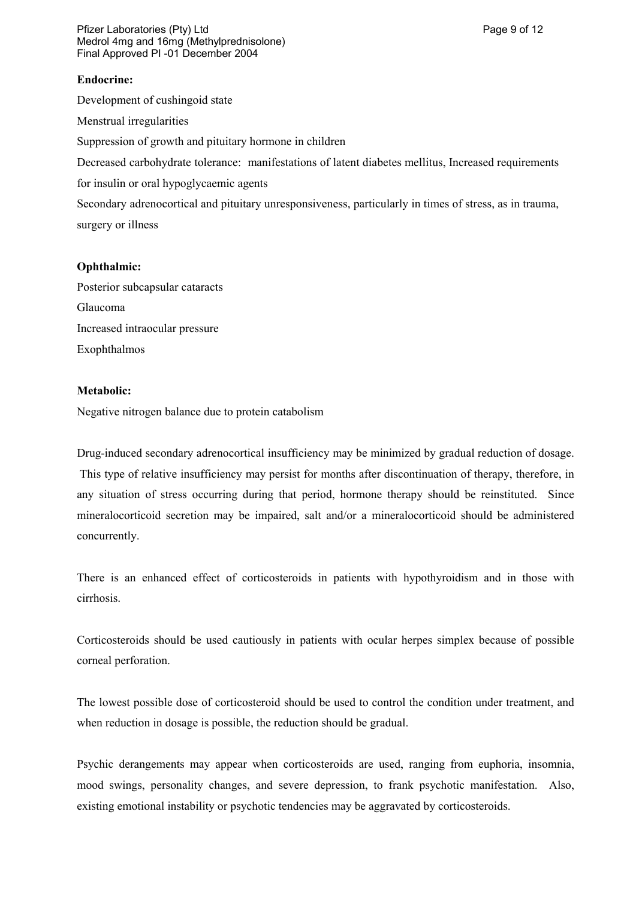**Endocrine:**

Development of cushingoid state

Menstrual irregularities

Suppression of growth and pituitary hormone in children

Decreased carbohydrate tolerance: manifestations of latent diabetes mellitus, Increased requirements for insulin or oral hypoglycaemic agents

Secondary adrenocortical and pituitary unresponsiveness, particularly in times of stress, as in trauma, surgery or illness

**Ophthalmic:**

Posterior subcapsular cataracts

Glaucoma

Increased intraocular pressure

Exophthalmos

**Metabolic:**

Negative nitrogen balance due to protein catabolism

Drug-induced secondary adrenocortical insufficiency may be minimized by gradual reduction of dosage. This type of relative insufficiency may persist for months after discontinuation of therapy, therefore, in any situation of stress occurring during that period, hormone therapy should be reinstituted. Since mineralocorticoid secretion may be impaired, salt and/or a mineralocorticoid should be administered concurrently.

There is an enhanced effect of corticosteroids in patients with hypothyroidism and in those with cirrhosis.

Corticosteroids should be used cautiously in patients with ocular herpes simplex because of possible corneal perforation.

The lowest possible dose of corticosteroid should be used to control the condition under treatment, and when reduction in dosage is possible, the reduction should be gradual.

Psychic derangements may appear when corticosteroids are used, ranging from euphoria, insomnia, mood swings, personality changes, and severe depression, to frank psychotic manifestation. Also, existing emotional instability or psychotic tendencies may be aggravated by corticosteroids.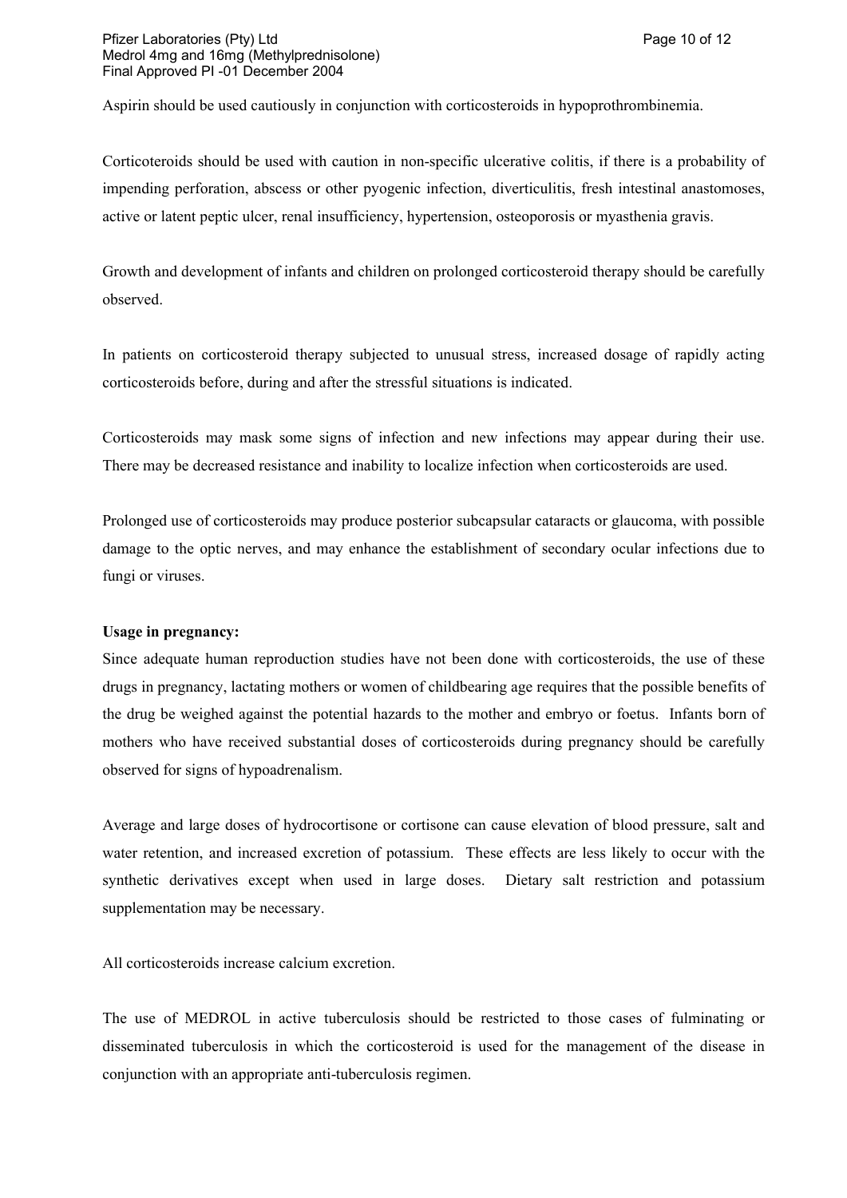Aspirin should be used cautiously in conjunction with corticosteroids in hypoprothrombinemia.

Corticoteroids should be used with caution in non-specific ulcerative colitis, if there is a probability of impending perforation, abscess or other pyogenic infection, diverticulitis, fresh intestinal anastomoses, active or latent peptic ulcer, renal insufficiency, hypertension, osteoporosis or myasthenia gravis.

Growth and development of infants and children on prolonged corticosteroid therapy should be carefully observed.

In patients on corticosteroid therapy subjected to unusual stress, increased dosage of rapidly acting corticosteroids before, during and after the stressful situations is indicated.

Corticosteroids may mask some signs of infection and new infections may appear during their use. There may be decreased resistance and inability to localize infection when corticosteroids are used.

Prolonged use of corticosteroids may produce posterior subcapsular cataracts or glaucoma, with possible damage to the optic nerves, and may enhance the establishment of secondary ocular infections due to fungi or viruses.

**Usage in pregnancy:**

Since adequate human reproduction studies have not been done with corticosteroids, the use of these drugs in pregnancy, lactating mothers or women of childbearing age requires that the possible benefits of the drug be weighed against the potential hazards to the mother and embryo or foetus. Infants born of mothers who have received substantial doses of corticosteroids during pregnancy should be carefully observed for signs of hypoadrenalism.

Average and large doses of hydrocortisone or cortisone can cause elevation of blood pressure, salt and water retention, and increased excretion of potassium. These effects are less likely to occur with the synthetic derivatives except when used in large doses. Dietary salt restriction and potassium supplementation may be necessary.

All corticosteroids increase calcium excretion.

The use of MEDROL in active tuberculosis should be restricted to those cases of fulminating or disseminated tuberculosis in which the corticosteroid is used for the management of the disease in conjunction with an appropriate anti-tuberculosis regimen.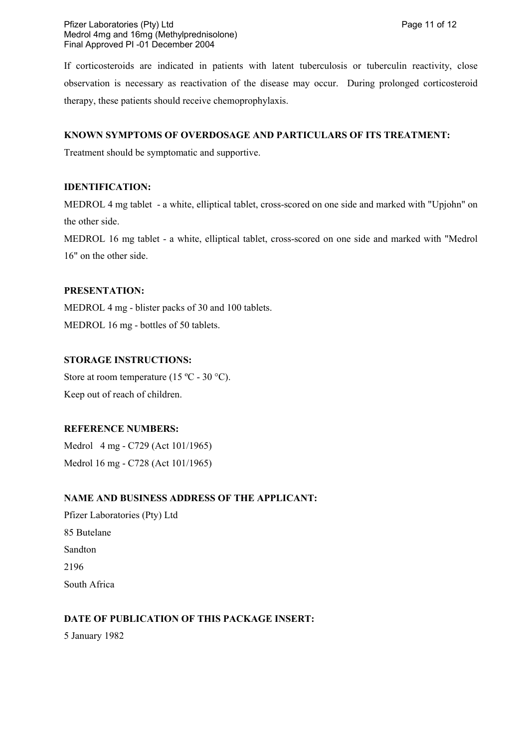If corticosteroids are indicated in patients with latent tuberculosis or tuberculin reactivity, close observation is necessary as reactivation of the disease may occur. During prolonged corticosteroid therapy, these patients should receive chemoprophylaxis.

**KNOWN SYMPTOMS OF OVERDOSAGE AND PARTICULARS OF ITS TREATMENT:**

Treatment should be symptomatic and supportive.

**IDENTIFICATION:**

MEDROL 4 mg tablet - a white, elliptical tablet, cross-scored on one side and marked with "Upjohn" on the other side.

MEDROL 16 mg tablet - a white, elliptical tablet, cross-scored on one side and marked with "Medrol 16" on the other side.

**PRESENTATION:**

MEDROL 4 mg - blister packs of 30 and 100 tablets.

MEDROL 16 mg - bottles of 50 tablets.

**STORAGE INSTRUCTIONS:**

Store at room temperature (15 ºC - 30 °C).

Keep out of reach of children.

**REFERENCE NUMBERS:**

Medrol 4 mg - C729 (Act 101/1965)

Medrol 16 mg - C728 (Act 101/1965)

**NAME AND BUSINESS ADDRESS OF THE APPLICANT:**

Pfizer Laboratories (Pty) Ltd

85 Butelane

Sandton

2196

South Africa

**DATE OF PUBLICATION OF THIS PACKAGE INSERT:**

5 January 1982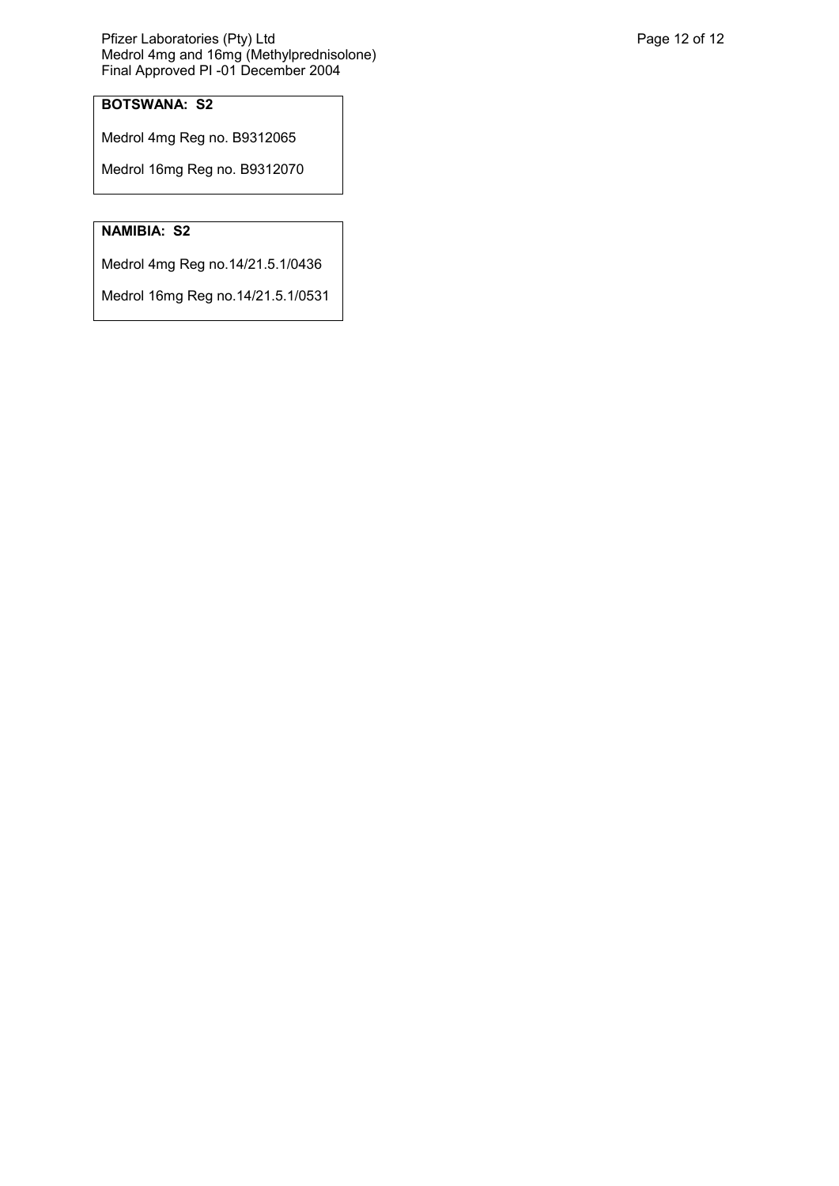**BOTSWANA: S2**

Medrol 4mg Reg no. B9312065

Medrol 16mg Reg no. B9312070

**NAMIBIA: S2**

Medrol 4mg Reg no.14/21.5.1/0436

Medrol 16mg Reg no.14/21.5.1/0531